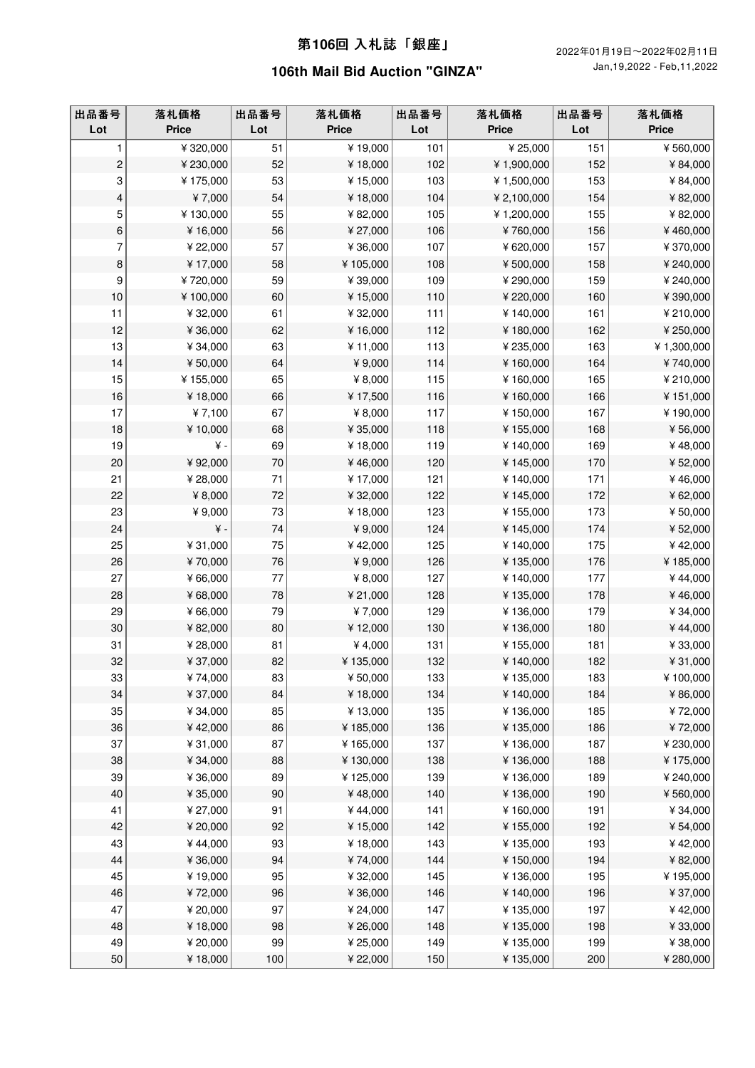# 第106回 入札誌「銀座」

## 106th Mail Bid Auction "GINZA"

2022年01月19日～2022年02月11日
Jan,19,2022 - Feb,11,2022

| 出品番号 Lot | 落札価格 Price | 出品番号 Lot | 落札価格 Price | 出品番号 Lot | 落札価格 Price | 出品番号 Lot | 落札価格 Price |
|---|---|---|---|---|---|---|---|
| 1 | ¥320,000 | 51 | ¥19,000 | 101 | ¥25,000 | 151 | ¥560,000 |
| 2 | ¥230,000 | 52 | ¥18,000 | 102 | ¥1,900,000 | 152 | ¥84,000 |
| 3 | ¥175,000 | 53 | ¥15,000 | 103 | ¥1,500,000 | 153 | ¥84,000 |
| 4 | ¥7,000 | 54 | ¥18,000 | 104 | ¥2,100,000 | 154 | ¥82,000 |
| 5 | ¥130,000 | 55 | ¥82,000 | 105 | ¥1,200,000 | 155 | ¥82,000 |
| 6 | ¥16,000 | 56 | ¥27,000 | 106 | ¥760,000 | 156 | ¥460,000 |
| 7 | ¥22,000 | 57 | ¥36,000 | 107 | ¥620,000 | 157 | ¥370,000 |
| 8 | ¥17,000 | 58 | ¥105,000 | 108 | ¥500,000 | 158 | ¥240,000 |
| 9 | ¥720,000 | 59 | ¥39,000 | 109 | ¥290,000 | 159 | ¥240,000 |
| 10 | ¥100,000 | 60 | ¥15,000 | 110 | ¥220,000 | 160 | ¥390,000 |
| 11 | ¥32,000 | 61 | ¥32,000 | 111 | ¥140,000 | 161 | ¥210,000 |
| 12 | ¥36,000 | 62 | ¥16,000 | 112 | ¥180,000 | 162 | ¥250,000 |
| 13 | ¥34,000 | 63 | ¥11,000 | 113 | ¥235,000 | 163 | ¥1,300,000 |
| 14 | ¥50,000 | 64 | ¥9,000 | 114 | ¥160,000 | 164 | ¥740,000 |
| 15 | ¥155,000 | 65 | ¥8,000 | 115 | ¥160,000 | 165 | ¥210,000 |
| 16 | ¥18,000 | 66 | ¥17,500 | 116 | ¥160,000 | 166 | ¥151,000 |
| 17 | ¥7,100 | 67 | ¥8,000 | 117 | ¥150,000 | 167 | ¥190,000 |
| 18 | ¥10,000 | 68 | ¥35,000 | 118 | ¥155,000 | 168 | ¥56,000 |
| 19 | ¥ - | 69 | ¥18,000 | 119 | ¥140,000 | 169 | ¥48,000 |
| 20 | ¥92,000 | 70 | ¥46,000 | 120 | ¥145,000 | 170 | ¥52,000 |
| 21 | ¥28,000 | 71 | ¥17,000 | 121 | ¥140,000 | 171 | ¥46,000 |
| 22 | ¥8,000 | 72 | ¥32,000 | 122 | ¥145,000 | 172 | ¥62,000 |
| 23 | ¥9,000 | 73 | ¥18,000 | 123 | ¥155,000 | 173 | ¥50,000 |
| 24 | ¥ - | 74 | ¥9,000 | 124 | ¥145,000 | 174 | ¥52,000 |
| 25 | ¥31,000 | 75 | ¥42,000 | 125 | ¥140,000 | 175 | ¥42,000 |
| 26 | ¥70,000 | 76 | ¥9,000 | 126 | ¥135,000 | 176 | ¥185,000 |
| 27 | ¥66,000 | 77 | ¥8,000 | 127 | ¥140,000 | 177 | ¥44,000 |
| 28 | ¥68,000 | 78 | ¥21,000 | 128 | ¥135,000 | 178 | ¥46,000 |
| 29 | ¥66,000 | 79 | ¥7,000 | 129 | ¥136,000 | 179 | ¥34,000 |
| 30 | ¥82,000 | 80 | ¥12,000 | 130 | ¥136,000 | 180 | ¥44,000 |
| 31 | ¥28,000 | 81 | ¥4,000 | 131 | ¥155,000 | 181 | ¥33,000 |
| 32 | ¥37,000 | 82 | ¥135,000 | 132 | ¥140,000 | 182 | ¥31,000 |
| 33 | ¥74,000 | 83 | ¥50,000 | 133 | ¥135,000 | 183 | ¥100,000 |
| 34 | ¥37,000 | 84 | ¥18,000 | 134 | ¥140,000 | 184 | ¥86,000 |
| 35 | ¥34,000 | 85 | ¥13,000 | 135 | ¥136,000 | 185 | ¥72,000 |
| 36 | ¥42,000 | 86 | ¥185,000 | 136 | ¥135,000 | 186 | ¥72,000 |
| 37 | ¥31,000 | 87 | ¥165,000 | 137 | ¥136,000 | 187 | ¥230,000 |
| 38 | ¥34,000 | 88 | ¥130,000 | 138 | ¥136,000 | 188 | ¥175,000 |
| 39 | ¥36,000 | 89 | ¥125,000 | 139 | ¥136,000 | 189 | ¥240,000 |
| 40 | ¥35,000 | 90 | ¥48,000 | 140 | ¥136,000 | 190 | ¥560,000 |
| 41 | ¥27,000 | 91 | ¥44,000 | 141 | ¥160,000 | 191 | ¥34,000 |
| 42 | ¥20,000 | 92 | ¥15,000 | 142 | ¥155,000 | 192 | ¥54,000 |
| 43 | ¥44,000 | 93 | ¥18,000 | 143 | ¥135,000 | 193 | ¥42,000 |
| 44 | ¥36,000 | 94 | ¥74,000 | 144 | ¥150,000 | 194 | ¥82,000 |
| 45 | ¥19,000 | 95 | ¥32,000 | 145 | ¥136,000 | 195 | ¥195,000 |
| 46 | ¥72,000 | 96 | ¥36,000 | 146 | ¥140,000 | 196 | ¥37,000 |
| 47 | ¥20,000 | 97 | ¥24,000 | 147 | ¥135,000 | 197 | ¥42,000 |
| 48 | ¥18,000 | 98 | ¥26,000 | 148 | ¥135,000 | 198 | ¥33,000 |
| 49 | ¥20,000 | 99 | ¥25,000 | 149 | ¥135,000 | 199 | ¥38,000 |
| 50 | ¥18,000 | 100 | ¥22,000 | 150 | ¥135,000 | 200 | ¥280,000 |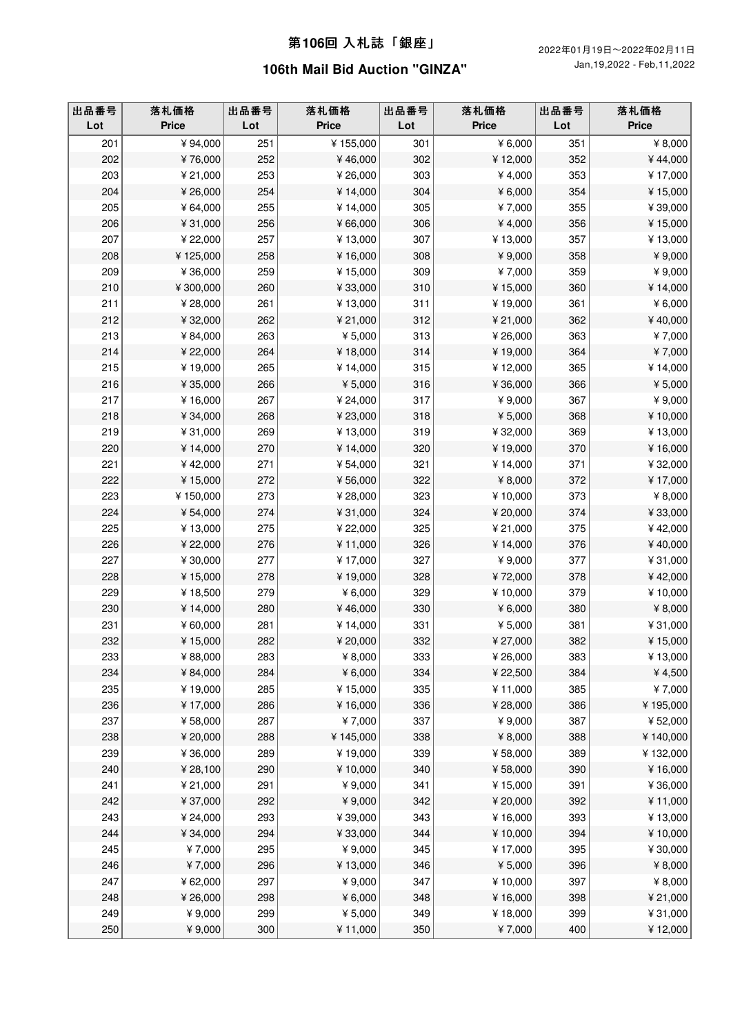# 第106回 入札誌「銀座」

## 106th Mail Bid Auction "GINZA"

2022年01月19日～2022年02月11日
Jan,19,2022 - Feb,11,2022

| 出品番号<br>Lot | 落札価格<br>Price | 出品番号<br>Lot | 落札価格<br>Price | 出品番号<br>Lot | 落札価格<br>Price | 出品番号<br>Lot | 落札価格<br>Price |
|---|---|---|---|---|---|---|---|
| 201 | ¥94,000 | 251 | ¥155,000 | 301 | ¥6,000 | 351 | ¥8,000 |
| 202 | ¥76,000 | 252 | ¥46,000 | 302 | ¥12,000 | 352 | ¥44,000 |
| 203 | ¥21,000 | 253 | ¥26,000 | 303 | ¥4,000 | 353 | ¥17,000 |
| 204 | ¥26,000 | 254 | ¥14,000 | 304 | ¥6,000 | 354 | ¥15,000 |
| 205 | ¥64,000 | 255 | ¥14,000 | 305 | ¥7,000 | 355 | ¥39,000 |
| 206 | ¥31,000 | 256 | ¥66,000 | 306 | ¥4,000 | 356 | ¥15,000 |
| 207 | ¥22,000 | 257 | ¥13,000 | 307 | ¥13,000 | 357 | ¥13,000 |
| 208 | ¥125,000 | 258 | ¥16,000 | 308 | ¥9,000 | 358 | ¥9,000 |
| 209 | ¥36,000 | 259 | ¥15,000 | 309 | ¥7,000 | 359 | ¥9,000 |
| 210 | ¥300,000 | 260 | ¥33,000 | 310 | ¥15,000 | 360 | ¥14,000 |
| 211 | ¥28,000 | 261 | ¥13,000 | 311 | ¥19,000 | 361 | ¥6,000 |
| 212 | ¥32,000 | 262 | ¥21,000 | 312 | ¥21,000 | 362 | ¥40,000 |
| 213 | ¥84,000 | 263 | ¥5,000 | 313 | ¥26,000 | 363 | ¥7,000 |
| 214 | ¥22,000 | 264 | ¥18,000 | 314 | ¥19,000 | 364 | ¥7,000 |
| 215 | ¥19,000 | 265 | ¥14,000 | 315 | ¥12,000 | 365 | ¥14,000 |
| 216 | ¥35,000 | 266 | ¥5,000 | 316 | ¥36,000 | 366 | ¥5,000 |
| 217 | ¥16,000 | 267 | ¥24,000 | 317 | ¥9,000 | 367 | ¥9,000 |
| 218 | ¥34,000 | 268 | ¥23,000 | 318 | ¥5,000 | 368 | ¥10,000 |
| 219 | ¥31,000 | 269 | ¥13,000 | 319 | ¥32,000 | 369 | ¥13,000 |
| 220 | ¥14,000 | 270 | ¥14,000 | 320 | ¥19,000 | 370 | ¥16,000 |
| 221 | ¥42,000 | 271 | ¥54,000 | 321 | ¥14,000 | 371 | ¥32,000 |
| 222 | ¥15,000 | 272 | ¥56,000 | 322 | ¥8,000 | 372 | ¥17,000 |
| 223 | ¥150,000 | 273 | ¥28,000 | 323 | ¥10,000 | 373 | ¥8,000 |
| 224 | ¥54,000 | 274 | ¥31,000 | 324 | ¥20,000 | 374 | ¥33,000 |
| 225 | ¥13,000 | 275 | ¥22,000 | 325 | ¥21,000 | 375 | ¥42,000 |
| 226 | ¥22,000 | 276 | ¥11,000 | 326 | ¥14,000 | 376 | ¥40,000 |
| 227 | ¥30,000 | 277 | ¥17,000 | 327 | ¥9,000 | 377 | ¥31,000 |
| 228 | ¥15,000 | 278 | ¥19,000 | 328 | ¥72,000 | 378 | ¥42,000 |
| 229 | ¥18,500 | 279 | ¥6,000 | 329 | ¥10,000 | 379 | ¥10,000 |
| 230 | ¥14,000 | 280 | ¥46,000 | 330 | ¥6,000 | 380 | ¥8,000 |
| 231 | ¥60,000 | 281 | ¥14,000 | 331 | ¥5,000 | 381 | ¥31,000 |
| 232 | ¥15,000 | 282 | ¥20,000 | 332 | ¥27,000 | 382 | ¥15,000 |
| 233 | ¥88,000 | 283 | ¥8,000 | 333 | ¥26,000 | 383 | ¥13,000 |
| 234 | ¥84,000 | 284 | ¥6,000 | 334 | ¥22,500 | 384 | ¥4,500 |
| 235 | ¥19,000 | 285 | ¥15,000 | 335 | ¥11,000 | 385 | ¥7,000 |
| 236 | ¥17,000 | 286 | ¥16,000 | 336 | ¥28,000 | 386 | ¥195,000 |
| 237 | ¥58,000 | 287 | ¥7,000 | 337 | ¥9,000 | 387 | ¥52,000 |
| 238 | ¥20,000 | 288 | ¥145,000 | 338 | ¥8,000 | 388 | ¥140,000 |
| 239 | ¥36,000 | 289 | ¥19,000 | 339 | ¥58,000 | 389 | ¥132,000 |
| 240 | ¥28,100 | 290 | ¥10,000 | 340 | ¥58,000 | 390 | ¥16,000 |
| 241 | ¥21,000 | 291 | ¥9,000 | 341 | ¥15,000 | 391 | ¥36,000 |
| 242 | ¥37,000 | 292 | ¥9,000 | 342 | ¥20,000 | 392 | ¥11,000 |
| 243 | ¥24,000 | 293 | ¥39,000 | 343 | ¥16,000 | 393 | ¥13,000 |
| 244 | ¥34,000 | 294 | ¥33,000 | 344 | ¥10,000 | 394 | ¥10,000 |
| 245 | ¥7,000 | 295 | ¥9,000 | 345 | ¥17,000 | 395 | ¥30,000 |
| 246 | ¥7,000 | 296 | ¥13,000 | 346 | ¥5,000 | 396 | ¥8,000 |
| 247 | ¥62,000 | 297 | ¥9,000 | 347 | ¥10,000 | 397 | ¥8,000 |
| 248 | ¥26,000 | 298 | ¥6,000 | 348 | ¥16,000 | 398 | ¥21,000 |
| 249 | ¥9,000 | 299 | ¥5,000 | 349 | ¥18,000 | 399 | ¥31,000 |
| 250 | ¥9,000 | 300 | ¥11,000 | 350 | ¥7,000 | 400 | ¥12,000 |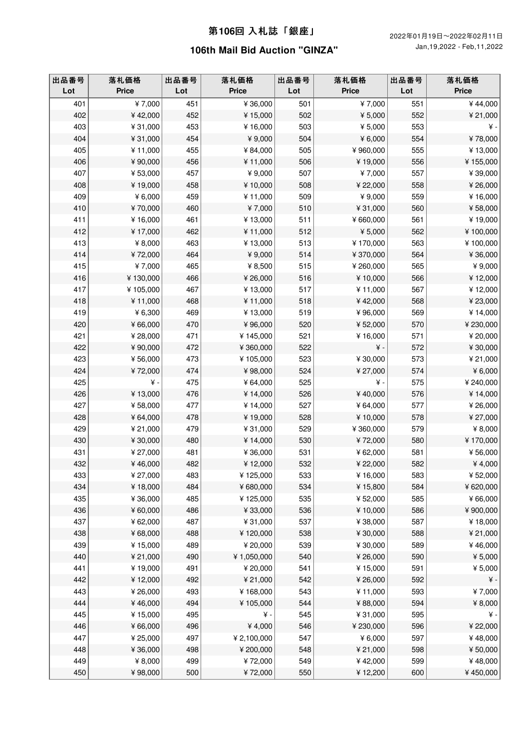# 第106回 入札誌「銀座」

## 106th Mail Bid Auction "GINZA"

2022年01月19日～2022年02月11日
Jan,19,2022 - Feb,11,2022

| 出品番号 Lot | 落札価格 Price | 出品番号 Lot | 落札価格 Price | 出品番号 Lot | 落札価格 Price | 出品番号 Lot | 落札価格 Price |
|---|---|---|---|---|---|---|---|
| 401 | ¥7,000 | 451 | ¥36,000 | 501 | ¥7,000 | 551 | ¥44,000 |
| 402 | ¥42,000 | 452 | ¥15,000 | 502 | ¥5,000 | 552 | ¥21,000 |
| 403 | ¥31,000 | 453 | ¥16,000 | 503 | ¥5,000 | 553 | ¥ - |
| 404 | ¥31,000 | 454 | ¥9,000 | 504 | ¥6,000 | 554 | ¥78,000 |
| 405 | ¥11,000 | 455 | ¥84,000 | 505 | ¥960,000 | 555 | ¥13,000 |
| 406 | ¥90,000 | 456 | ¥11,000 | 506 | ¥19,000 | 556 | ¥155,000 |
| 407 | ¥53,000 | 457 | ¥9,000 | 507 | ¥7,000 | 557 | ¥39,000 |
| 408 | ¥19,000 | 458 | ¥10,000 | 508 | ¥22,000 | 558 | ¥26,000 |
| 409 | ¥6,000 | 459 | ¥11,000 | 509 | ¥9,000 | 559 | ¥16,000 |
| 410 | ¥70,000 | 460 | ¥7,000 | 510 | ¥31,000 | 560 | ¥58,000 |
| 411 | ¥16,000 | 461 | ¥13,000 | 511 | ¥660,000 | 561 | ¥19,000 |
| 412 | ¥17,000 | 462 | ¥11,000 | 512 | ¥5,000 | 562 | ¥100,000 |
| 413 | ¥8,000 | 463 | ¥13,000 | 513 | ¥170,000 | 563 | ¥100,000 |
| 414 | ¥72,000 | 464 | ¥9,000 | 514 | ¥370,000 | 564 | ¥36,000 |
| 415 | ¥7,000 | 465 | ¥8,500 | 515 | ¥260,000 | 565 | ¥9,000 |
| 416 | ¥130,000 | 466 | ¥26,000 | 516 | ¥10,000 | 566 | ¥12,000 |
| 417 | ¥105,000 | 467 | ¥13,000 | 517 | ¥11,000 | 567 | ¥12,000 |
| 418 | ¥11,000 | 468 | ¥11,000 | 518 | ¥42,000 | 568 | ¥23,000 |
| 419 | ¥6,300 | 469 | ¥13,000 | 519 | ¥96,000 | 569 | ¥14,000 |
| 420 | ¥66,000 | 470 | ¥96,000 | 520 | ¥52,000 | 570 | ¥230,000 |
| 421 | ¥28,000 | 471 | ¥145,000 | 521 | ¥16,000 | 571 | ¥20,000 |
| 422 | ¥90,000 | 472 | ¥360,000 | 522 | ¥ - | 572 | ¥30,000 |
| 423 | ¥56,000 | 473 | ¥105,000 | 523 | ¥30,000 | 573 | ¥21,000 |
| 424 | ¥72,000 | 474 | ¥98,000 | 524 | ¥27,000 | 574 | ¥6,000 |
| 425 | ¥ - | 475 | ¥64,000 | 525 | ¥ - | 575 | ¥240,000 |
| 426 | ¥13,000 | 476 | ¥14,000 | 526 | ¥40,000 | 576 | ¥14,000 |
| 427 | ¥58,000 | 477 | ¥14,000 | 527 | ¥64,000 | 577 | ¥26,000 |
| 428 | ¥64,000 | 478 | ¥19,000 | 528 | ¥10,000 | 578 | ¥27,000 |
| 429 | ¥21,000 | 479 | ¥31,000 | 529 | ¥360,000 | 579 | ¥8,000 |
| 430 | ¥30,000 | 480 | ¥14,000 | 530 | ¥72,000 | 580 | ¥170,000 |
| 431 | ¥27,000 | 481 | ¥36,000 | 531 | ¥62,000 | 581 | ¥56,000 |
| 432 | ¥46,000 | 482 | ¥12,000 | 532 | ¥22,000 | 582 | ¥4,000 |
| 433 | ¥27,000 | 483 | ¥125,000 | 533 | ¥16,000 | 583 | ¥52,000 |
| 434 | ¥18,000 | 484 | ¥680,000 | 534 | ¥15,800 | 584 | ¥620,000 |
| 435 | ¥36,000 | 485 | ¥125,000 | 535 | ¥52,000 | 585 | ¥66,000 |
| 436 | ¥60,000 | 486 | ¥33,000 | 536 | ¥10,000 | 586 | ¥900,000 |
| 437 | ¥62,000 | 487 | ¥31,000 | 537 | ¥38,000 | 587 | ¥18,000 |
| 438 | ¥68,000 | 488 | ¥120,000 | 538 | ¥30,000 | 588 | ¥21,000 |
| 439 | ¥15,000 | 489 | ¥20,000 | 539 | ¥30,000 | 589 | ¥46,000 |
| 440 | ¥21,000 | 490 | ¥1,050,000 | 540 | ¥26,000 | 590 | ¥5,000 |
| 441 | ¥19,000 | 491 | ¥20,000 | 541 | ¥15,000 | 591 | ¥5,000 |
| 442 | ¥12,000 | 492 | ¥21,000 | 542 | ¥26,000 | 592 | ¥ - |
| 443 | ¥26,000 | 493 | ¥168,000 | 543 | ¥11,000 | 593 | ¥7,000 |
| 444 | ¥46,000 | 494 | ¥105,000 | 544 | ¥88,000 | 594 | ¥8,000 |
| 445 | ¥15,000 | 495 | ¥ - | 545 | ¥31,000 | 595 | ¥ - |
| 446 | ¥66,000 | 496 | ¥4,000 | 546 | ¥230,000 | 596 | ¥22,000 |
| 447 | ¥25,000 | 497 | ¥2,100,000 | 547 | ¥6,000 | 597 | ¥48,000 |
| 448 | ¥36,000 | 498 | ¥200,000 | 548 | ¥21,000 | 598 | ¥50,000 |
| 449 | ¥8,000 | 499 | ¥72,000 | 549 | ¥42,000 | 599 | ¥48,000 |
| 450 | ¥98,000 | 500 | ¥72,000 | 550 | ¥12,200 | 600 | ¥450,000 |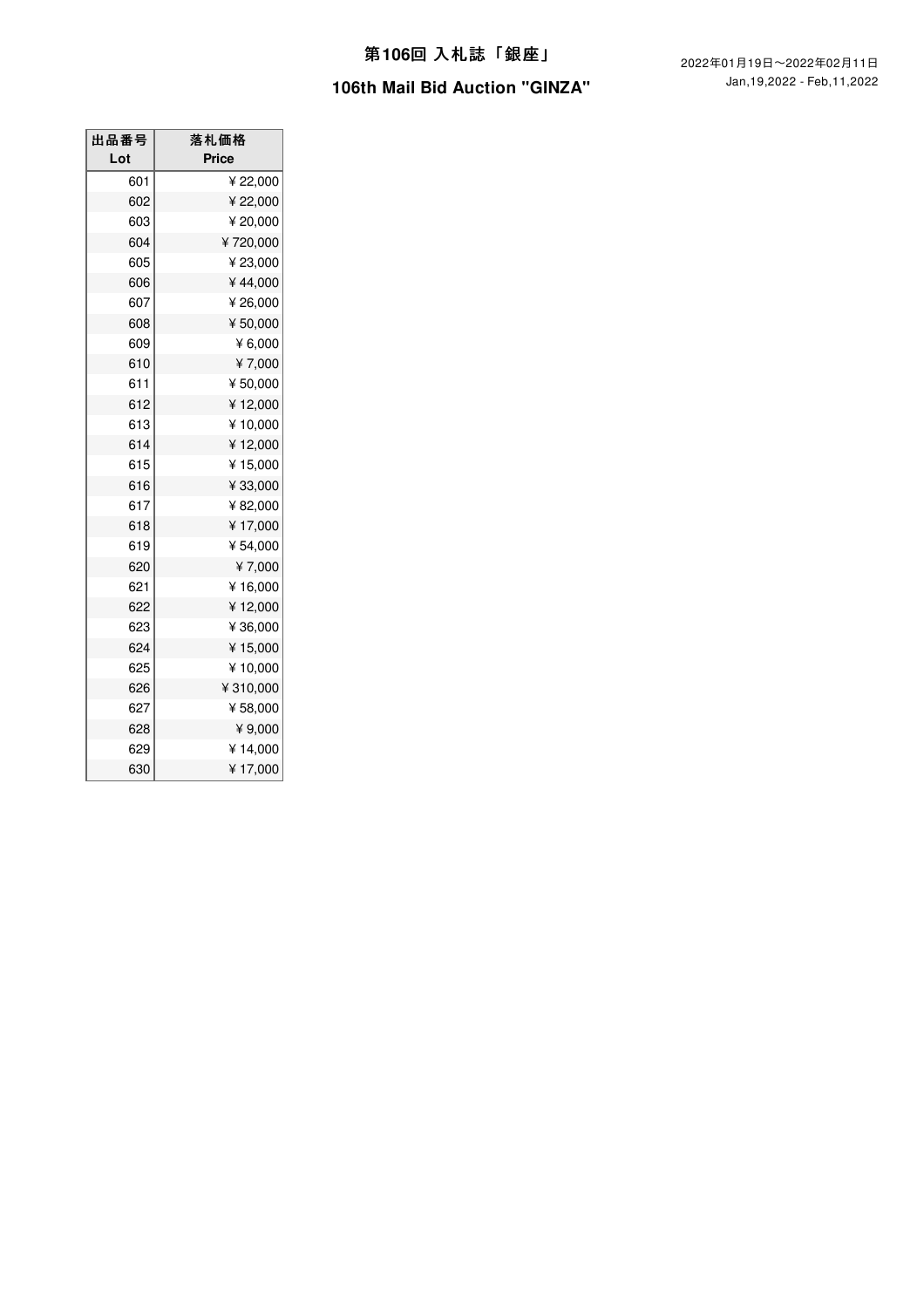# 第106回 入札誌「銀座」

## 106th Mail Bid Auction "GINZA"

2022年01月19日～2022年02月11日
Jan,19,2022 - Feb,11,2022

| 出品番号 Lot | 落札価格 Price |
|---|---|
| 601 | ¥22,000 |
| 602 | ¥22,000 |
| 603 | ¥20,000 |
| 604 | ¥720,000 |
| 605 | ¥23,000 |
| 606 | ¥44,000 |
| 607 | ¥26,000 |
| 608 | ¥50,000 |
| 609 | ¥6,000 |
| 610 | ¥7,000 |
| 611 | ¥50,000 |
| 612 | ¥12,000 |
| 613 | ¥10,000 |
| 614 | ¥12,000 |
| 615 | ¥15,000 |
| 616 | ¥33,000 |
| 617 | ¥82,000 |
| 618 | ¥17,000 |
| 619 | ¥54,000 |
| 620 | ¥7,000 |
| 621 | ¥16,000 |
| 622 | ¥12,000 |
| 623 | ¥36,000 |
| 624 | ¥15,000 |
| 625 | ¥10,000 |
| 626 | ¥310,000 |
| 627 | ¥58,000 |
| 628 | ¥9,000 |
| 629 | ¥14,000 |
| 630 | ¥17,000 |